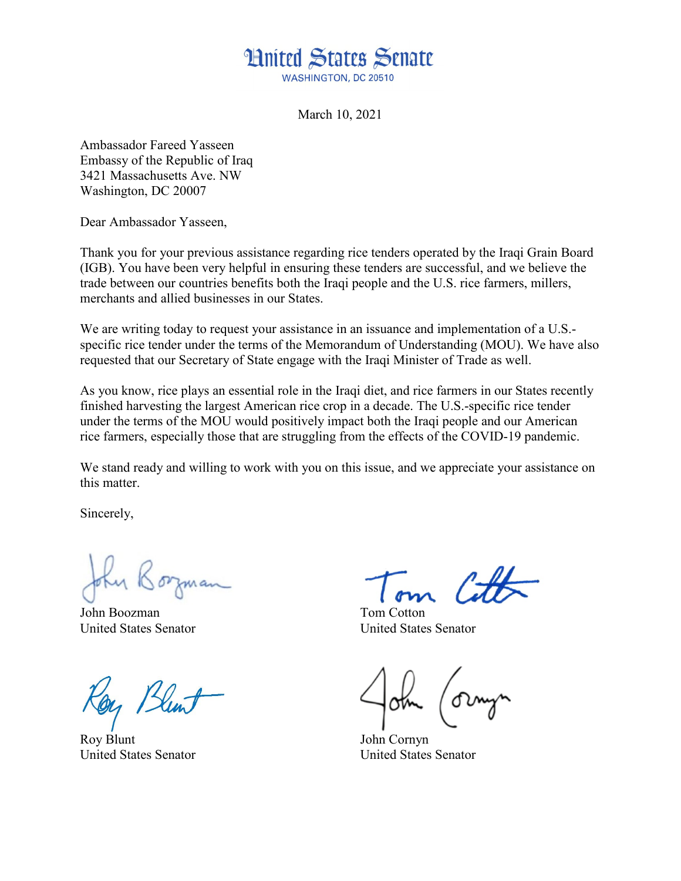# United States Senate

WASHINGTON, DC 20510

March 10, 2021

Ambassador Fareed Yasseen
Embassy of the Republic of Iraq
3421 Massachusetts Ave. NW
Washington, DC 20007

Dear Ambassador Yasseen,

Thank you for your previous assistance regarding rice tenders operated by the Iraqi Grain Board (IGB). You have been very helpful in ensuring these tenders are successful, and we believe the trade between our countries benefits both the Iraqi people and the U.S. rice farmers, millers, merchants and allied businesses in our States.

We are writing today to request your assistance in an issuance and implementation of a U.S.-specific rice tender under the terms of the Memorandum of Understanding (MOU). We have also requested that our Secretary of State engage with the Iraqi Minister of Trade as well.

As you know, rice plays an essential role in the Iraqi diet, and rice farmers in our States recently finished harvesting the largest American rice crop in a decade. The U.S.-specific rice tender under the terms of the MOU would positively impact both the Iraqi people and our American rice farmers, especially those that are struggling from the effects of the COVID-19 pandemic.

We stand ready and willing to work with you on this issue, and we appreciate your assistance on this matter.

Sincerely,

John Boozman
United States Senator

Tom Cotton
United States Senator

Roy Blunt
United States Senator

John Cornyn
United States Senator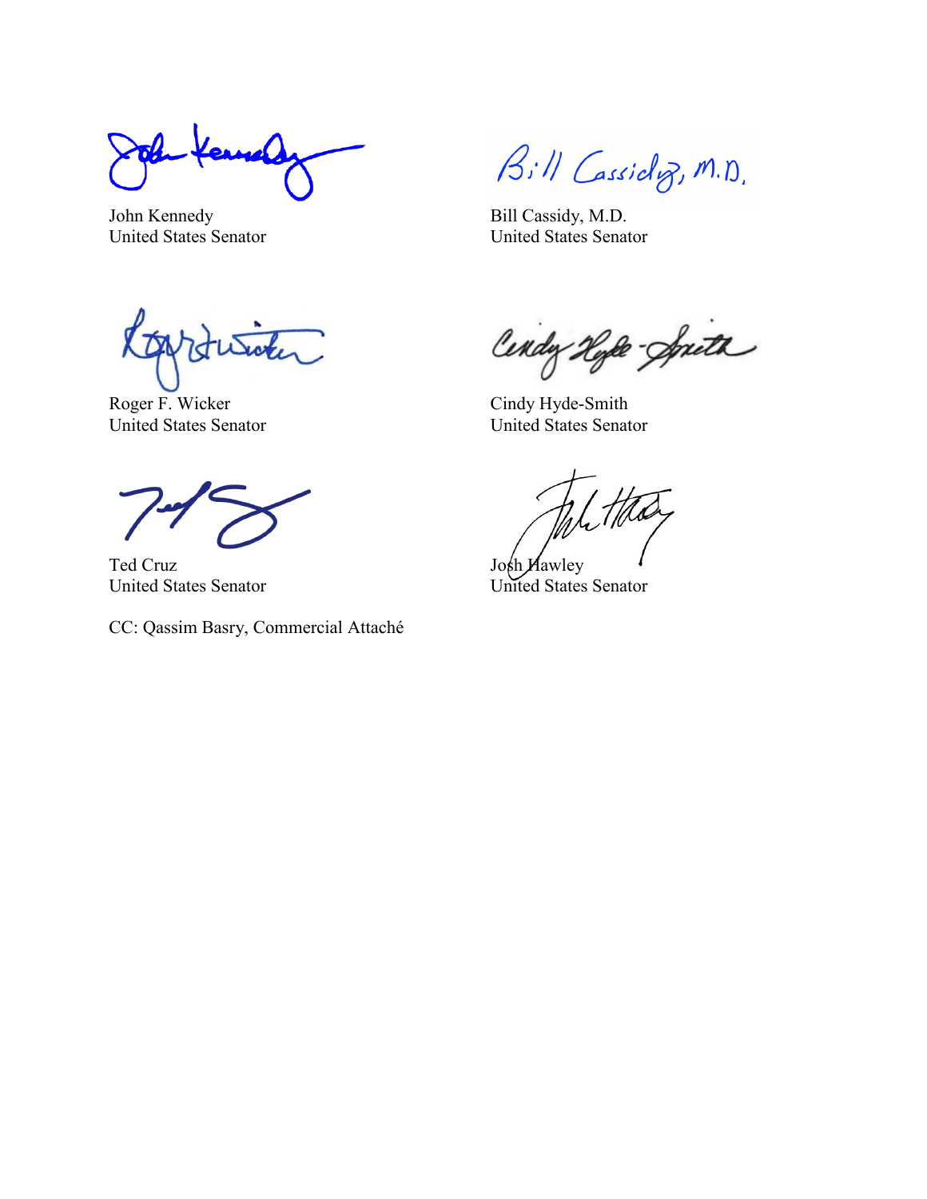John Kennedy
United States Senator

Bill Cassidy, M.D.
United States Senator

Roger F. Wicker
United States Senator

Cindy Hyde-Smith
United States Senator

Ted Cruz
United States Senator

Josh Hawley
United States Senator

CC: Qassim Basry, Commercial Attaché